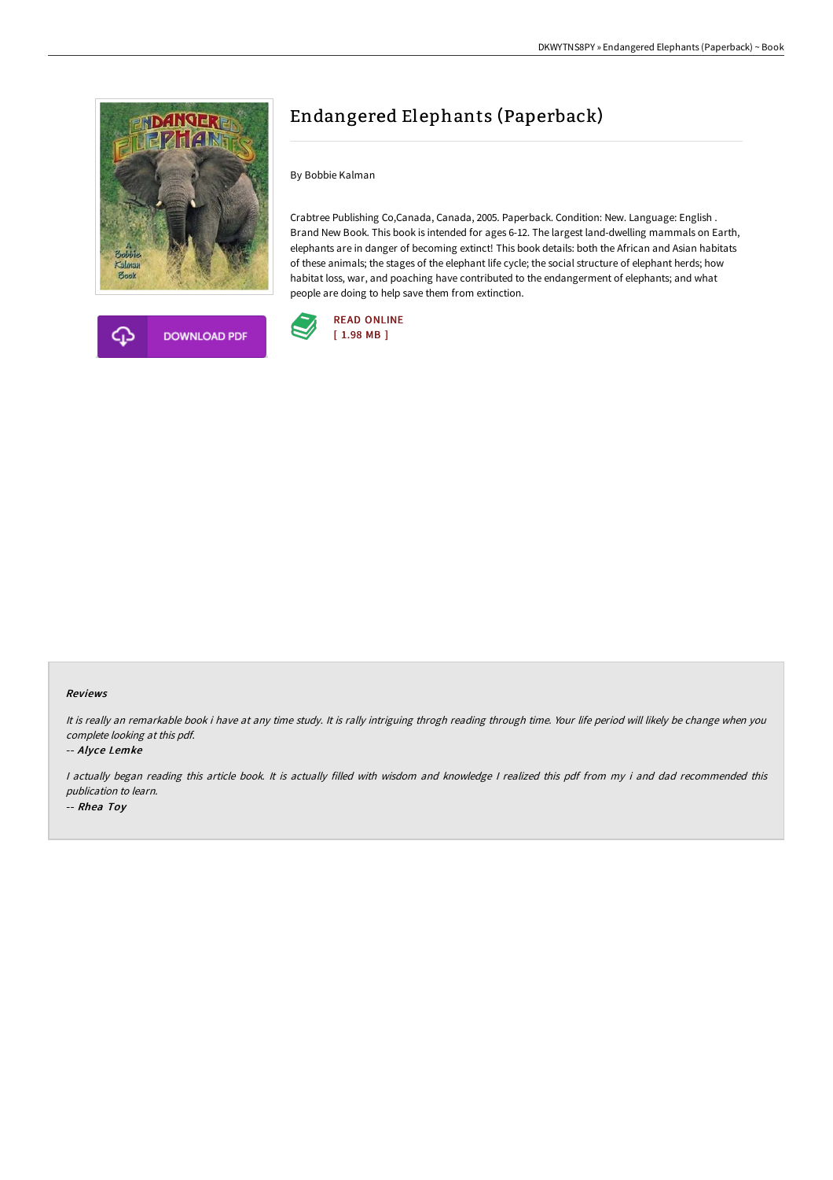# Endangered Elephants (Paperback)

By Bobbie Kalman

Crabtree Publishing Co,Canada, Canada, 2005. Paperback. Condition: New. Language: English . Brand New Book. This book is intended for ages 6-12. The largest land-dwelling mammals on Earth, elephants are in danger of becoming extinct! This book details: both the African and Asian habitats of these animals; the stages of the elephant life cycle; the social structure of elephant herds; how habitat loss, war, and poaching have contributed to the endangerment of elephants; and what people are doing to help save them from extinction.

DOWNLOAD PDF

READ ONLINE
[ 1.98 MB ]

### Reviews

*It is really an remarkable book i have at any time study. It is rally intriguing throgh reading through time. Your life period will likely be change when you complete looking at this pdf.*

-- *Alyce Lemke*

*I actually began reading this article book. It is actually filled with wisdom and knowledge I realized this pdf from my i and dad recommended this publication to learn.*

-- *Rhea Toy*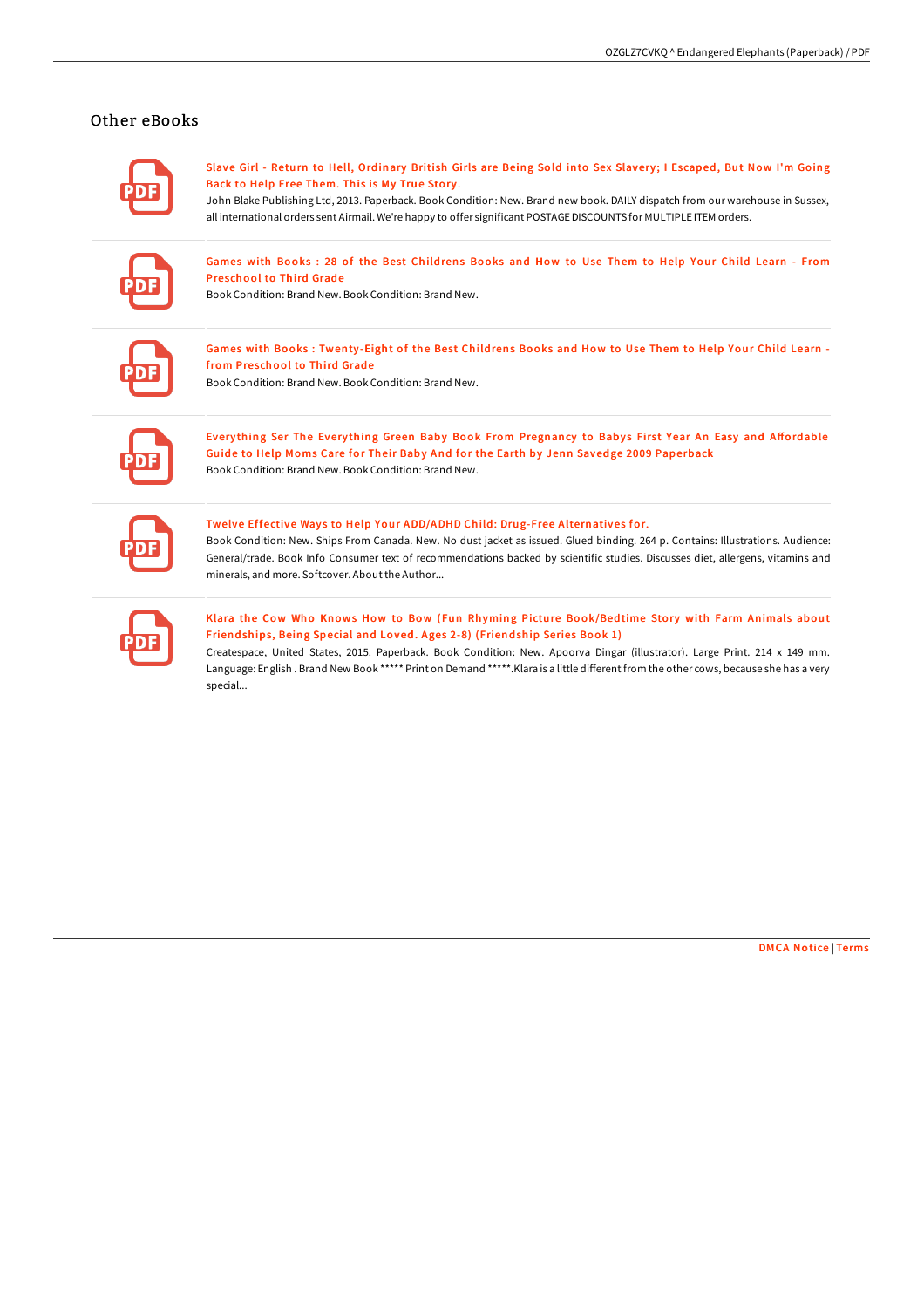## Other eBooks

**Slave Girl - Return to Hell, Ordinary British Girls are Being Sold into Sex Slavery; I Escaped, But Now I'm Going Back to Help Free Them. This is My True Story.**

John Blake Publishing Ltd, 2013. Paperback. Book Condition: New. Brand new book. DAILY dispatch from our warehouse in Sussex, all international orders sent Airmail. We're happy to offer significant POSTAGE DISCOUNTS for MULTIPLE ITEM orders.

**Games with Books : 28 of the Best Childrens Books and How to Use Them to Help Your Child Learn - From Preschool to Third Grade**

Book Condition: Brand New. Book Condition: Brand New.

**Games with Books : Twenty-Eight of the Best Childrens Books and How to Use Them to Help Your Child Learn - from Preschool to Third Grade**

Book Condition: Brand New. Book Condition: Brand New.

**Everything Ser The Everything Green Baby Book From Pregnancy to Babys First Year An Easy and Affordable Guide to Help Moms Care for Their Baby And for the Earth by Jenn Savedge 2009 Paperback**

Book Condition: Brand New. Book Condition: Brand New.

**Twelve Effective Ways to Help Your ADD/ADHD Child: Drug-Free Alternatives for.**

Book Condition: New. Ships From Canada. New. No dust jacket as issued. Glued binding. 264 p. Contains: Illustrations. Audience: General/trade. Book Info Consumer text of recommendations backed by scientific studies. Discusses diet, allergens, vitamins and minerals, and more. Softcover. About the Author...

**Klara the Cow Who Knows How to Bow (Fun Rhyming Picture Book/Bedtime Story with Farm Animals about Friendships, Being Special and Loved. Ages 2-8) (Friendship Series Book 1)**

Createspace, United States, 2015. Paperback. Book Condition: New. Apoorva Dingar (illustrator). Large Print. 214 x 149 mm. Language: English . Brand New Book ***** Print on Demand *****.Klara is a little different from the other cows, because she has a very special...